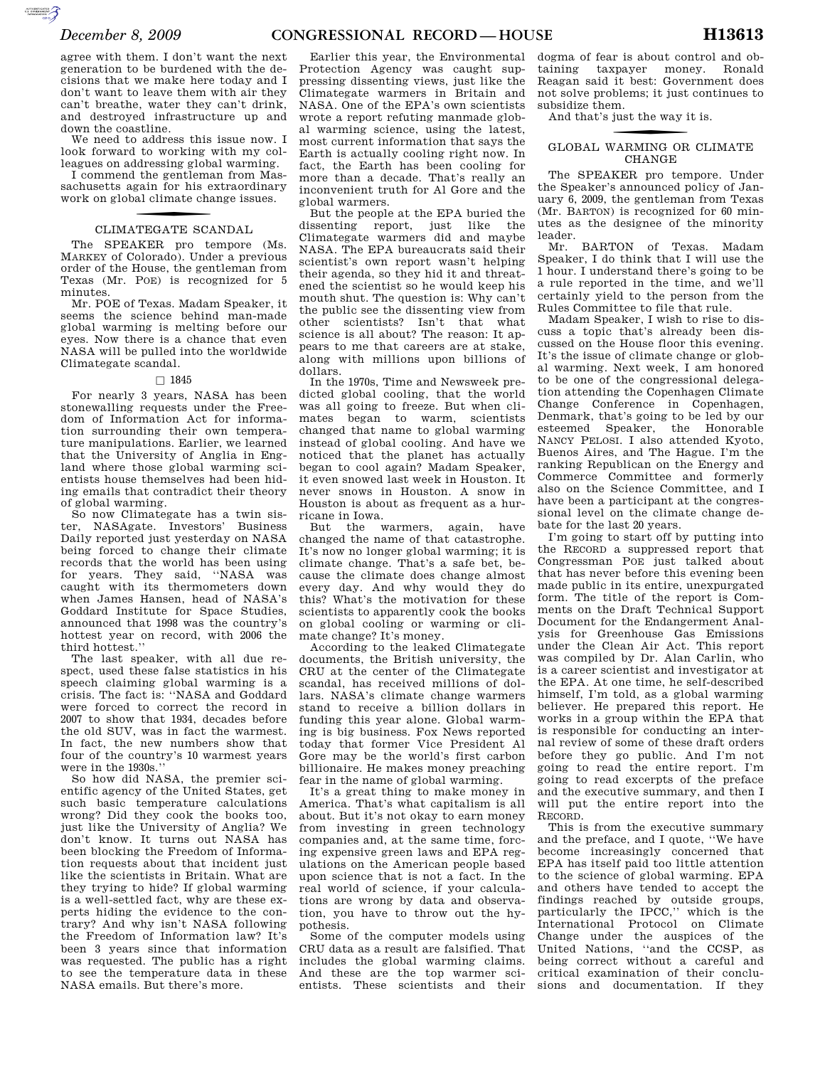agree with them. I don't want the next generation to be burdened with the decisions that we make here today and I don't want to leave them with air they can't breathe, water they can't drink, and destroyed infrastructure up and down the coastline.

We need to address this issue now. I look forward to working with my colleagues on addressing global warming.

I commend the gentleman from Massachusetts again for his extraordinary work on global climate change issues.

## CLIMATEGATE SCANDAL

The SPEAKER pro tempore (Ms. MARKEY of Colorado). Under a previous order of the House, the gentleman from Texas (Mr. POE) is recognized for 5 minutes.

Mr. POE of Texas. Madam Speaker, it seems the science behind man-made global warming is melting before our eyes. Now there is a chance that even NASA will be pulled into the worldwide Climategate scandal.

□ 1845

For nearly 3 years, NASA has been stonewalling requests under the Freedom of Information Act for information surrounding their own temperature manipulations. Earlier, we learned that the University of Anglia in England where those global warming scientists house themselves had been hiding emails that contradict their theory of global warming.

So now Climategate has a twin sister, NASAgate. Investors' Business Daily reported just yesterday on NASA being forced to change their climate records that the world has been using for years. They said, ''NASA was caught with its thermometers down when James Hansen, head of NASA's Goddard Institute for Space Studies, announced that 1998 was the country's hottest year on record, with 2006 the third hottest.''

The last speaker, with all due respect, used these false statistics in his speech claiming global warming is a crisis. The fact is: ''NASA and Goddard were forced to correct the record in 2007 to show that 1934, decades before the old SUV, was in fact the warmest. In fact, the new numbers show that four of the country's 10 warmest years were in the 1930s.''

So how did NASA, the premier scientific agency of the United States, get such basic temperature calculations wrong? Did they cook the books too, just like the University of Anglia? We don't know. It turns out NASA has been blocking the Freedom of Information requests about that incident just like the scientists in Britain. What are they trying to hide? If global warming is a well-settled fact, why are these experts hiding the evidence to the contrary? And why isn't NASA following the Freedom of Information law? It's been 3 years since that information was requested. The public has a right to see the temperature data in these NASA emails. But there's more.

Earlier this year, the Environmental Protection Agency was caught suppressing dissenting views, just like the Climategate warmers in Britain and NASA. One of the EPA's own scientists wrote a report refuting manmade global warming science, using the latest, most current information that says the Earth is actually cooling right now. In fact, the Earth has been cooling for more than a decade. That's really an inconvenient truth for Al Gore and the global warmers.

But the people at the EPA buried the dissenting report, just like the Climategate warmers did and maybe NASA. The EPA bureaucrats said their scientist's own report wasn't helping their agenda, so they hid it and threatened the scientist so he would keep his mouth shut. The question is: Why can't the public see the dissenting view from other scientists? Isn't that what science is all about? The reason: It appears to me that careers are at stake, along with millions upon billions of dollars.

In the 1970s, Time and Newsweek predicted global cooling, that the world was all going to freeze. But when climates began to warm, scientists changed that name to global warming instead of global cooling. And have we noticed that the planet has actually began to cool again? Madam Speaker, it even snowed last week in Houston. It never snows in Houston. A snow in Houston is about as frequent as a hurricane in Iowa.

But the warmers, again, have changed the name of that catastrophe. It's now no longer global warming; it is climate change. That's a safe bet, because the climate does change almost every day. And why would they do this? What's the motivation for these scientists to apparently cook the books on global cooling or warming or climate change? It's money.

According to the leaked Climategate documents, the British university, the CRU at the center of the Climategate scandal, has received millions of dollars. NASA's climate change warmers stand to receive a billion dollars in funding this year alone. Global warming is big business. Fox News reported today that former Vice President Al Gore may be the world's first carbon billionaire. He makes money preaching fear in the name of global warming.

It's a great thing to make money in America. That's what capitalism is all about. But it's not okay to earn money from investing in green technology companies and, at the same time, forcing expensive green laws and EPA regulations on the American people based upon science that is not a fact. In the real world of science, if your calculations are wrong by data and observation, you have to throw out the hypothesis.

Some of the computer models using CRU data as a result are falsified. That includes the global warming claims. And these are the top warmer scientists. These scientists and their dogma of fear is about control and obtaining taxpayer money. Ronald Reagan said it best: Government does not solve problems; it just continues to subsidize them.

And that's just the way it is.

## GLOBAL WARMING OR CLIMATE CHANGE

The SPEAKER pro tempore. Under the Speaker's announced policy of January 6, 2009, the gentleman from Texas (Mr. BARTON) is recognized for 60 minutes as the designee of the minority leader.

Mr. BARTON of Texas. Madam Speaker, I do think that I will use the 1 hour. I understand there's going to be a rule reported in the time, and we'll certainly yield to the person from the Rules Committee to file that rule.

Madam Speaker, I wish to rise to discuss a topic that's already been discussed on the House floor this evening. It's the issue of climate change or global warming. Next week, I am honored to be one of the congressional delegation attending the Copenhagen Climate Change Conference in Copenhagen, Denmark, that's going to be led by our esteemed Speaker, the Honorable NANCY PELOSI. I also attended Kyoto, Buenos Aires, and The Hague. I'm the ranking Republican on the Energy and Commerce Committee and formerly also on the Science Committee, and I have been a participant at the congressional level on the climate change debate for the last 20 years.

I'm going to start off by putting into the RECORD a suppressed report that Congressman POE just talked about that has never before this evening been made public in its entire, unexpurgated form. The title of the report is Comments on the Draft Technical Support Document for the Endangerment Analysis for Greenhouse Gas Emissions under the Clean Air Act. This report was compiled by Dr. Alan Carlin, who is a career scientist and investigator at the EPA. At one time, he self-described himself, I'm told, as a global warming believer. He prepared this report. He works in a group within the EPA that is responsible for conducting an internal review of some of these draft orders before they go public. And I'm not going to read the entire report. I'm going to read excerpts of the preface and the executive summary, and then I will put the entire report into the RECORD.

This is from the executive summary and the preface, and I quote, ''We have become increasingly concerned that EPA has itself paid too little attention to the science of global warming. EPA and others have tended to accept the findings reached by outside groups, particularly the IPCC,'' which is the International Protocol on Climate Change under the auspices of the United Nations, ''and the CCSP, as being correct without a careful and critical examination of their conclusions and documentation. If they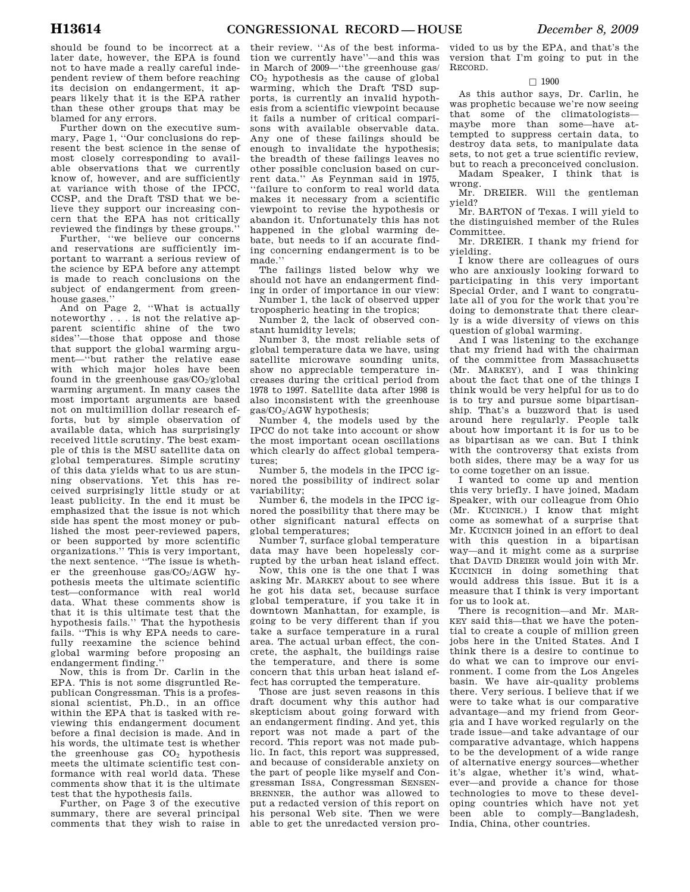should be found to be incorrect at a later date, however, the EPA is found not to have made a really careful independent review of them before reaching its decision on endangerment, it appears likely that it is the EPA rather than these other groups that may be blamed for any errors.

Further down on the executive summary, Page 1, ''Our conclusions do represent the best science in the sense of most closely corresponding to available observations that we currently know of, however, and are sufficiently at variance with those of the IPCC, CCSP, and the Draft TSD that we believe they support our increasing concern that the EPA has not critically reviewed the findings by these groups.''

Further, ''we believe our concerns and reservations are sufficiently important to warrant a serious review of the science by EPA before any attempt is made to reach conclusions on the subject of endangerment from greenhouse gases.''

And on Page 2, ''What is actually noteworthy . . . is not the relative apparent scientific shine of the two sides''—those that oppose and those that support the global warming argument—''but rather the relative ease with which major holes have been found in the greenhouse gas/$CO_2$/global warming argument. In many cases the most important arguments are based not on multimillion dollar research efforts, but by simple observation of available data, which has surprisingly received little scrutiny. The best example of this is the MSU satellite data on global temperatures. Simple scrutiny of this data yields what to us are stunning observations. Yet this has received surprisingly little study or at least publicity. In the end it must be emphasized that the issue is not which side has spent the most money or published the most peer-reviewed papers, or been supported by more scientific organizations.'' This is very important, the next sentence. ''The issue is whether the greenhouse gas/$CO_2$/AGW hypothesis meets the ultimate scientific test—conformance with real world data. What these comments show is that it is this ultimate test that the hypothesis fails.'' That the hypothesis fails. ''This is why EPA needs to carefully reexamine the science behind global warming before proposing an endangerment finding.''

Now, this is from Dr. Carlin in the EPA. This is not some disgruntled Republican Congressman. This is a professional scientist, Ph.D., in an office within the EPA that is tasked with reviewing this endangerment document before a final decision is made. And in his words, the ultimate test is whether the greenhouse gas $CO_2$ hypothesis meets the ultimate scientific test conformance with real world data. These comments show that it is the ultimate test that the hypothesis fails.

Further, on Page 3 of the executive summary, there are several principal comments that they wish to raise in their review. ''As of the best information we currently have''—and this was in March of 2009—''the greenhouse gas/$CO_2$ hypothesis as the cause of global warming, which the Draft TSD supports, is currently an invalid hypothesis from a scientific viewpoint because it fails a number of critical comparisons with available observable data. Any one of these failings should be enough to invalidate the hypothesis; the breadth of these failings leaves no other possible conclusion based on current data.'' As Feynman said in 1975, ''failure to conform to real world data makes it necessary from a scientific viewpoint to revise the hypothesis or abandon it. Unfortunately this has not happened in the global warming debate, but needs to if an accurate finding concerning endangerment is to be made.''

The failings listed below why we should not have an endangerment finding in order of importance in our view:

Number 1, the lack of observed upper tropospheric heating in the tropics;

Number 2, the lack of observed constant humidity levels;

Number 3, the most reliable sets of global temperature data we have, using satellite microwave sounding units, show no appreciable temperature increases during the critical period from 1978 to 1997. Satellite data after 1998 is also inconsistent with the greenhouse gas/$CO_2$/AGW hypothesis;

Number 4, the models used by the IPCC do not take into account or show the most important ocean oscillations which clearly do affect global temperatures;

Number 5, the models in the IPCC ignored the possibility of indirect solar variability;

Number 6, the models in the IPCC ignored the possibility that there may be other significant natural effects on global temperatures;

Number 7, surface global temperature data may have been hopelessly corrupted by the urban heat island effect.

Now, this one is the one that I was asking Mr. MARKEY about to see where he got his data set, because surface global temperature, if you take it in downtown Manhattan, for example, is going to be very different than if you take a surface temperature in a rural area. The actual urban effect, the concrete, the asphalt, the buildings raise the temperature, and there is some concern that this urban heat island effect has corrupted the temperature.

Those are just seven reasons in this draft document why this author had skepticism about going forward with an endangerment finding. And yet, this report was not made a part of the record. This report was not made public. In fact, this report was suppressed, and because of considerable anxiety on the part of people like myself and Congressman ISSA, Congressman SENSENBRENNER, the author was allowed to put a redacted version of this report on his personal Web site. Then we were able to get the unredacted version provided to us by the EPA, and that's the version that I'm going to put in the RECORD.

□ 1900

As this author says, Dr. Carlin, he was prophetic because we're now seeing that some of the climatologists—maybe more than some—have attempted to suppress certain data, to destroy data sets, to manipulate data sets, to not get a true scientific review, but to reach a preconceived conclusion.

Madam Speaker, I think that is wrong.

Mr. DREIER. Will the gentleman yield?

Mr. BARTON of Texas. I will yield to the distinguished member of the Rules Committee.

Mr. DREIER. I thank my friend for yielding.

I know there are colleagues of ours who are anxiously looking forward to participating in this very important Special Order, and I want to congratulate all of you for the work that you're doing to demonstrate that there clearly is a wide diversity of views on this question of global warming.

And I was listening to the exchange that my friend had with the chairman of the committee from Massachusetts (Mr. MARKEY), and I was thinking about the fact that one of the things I think would be very helpful for us to do is to try and pursue some bipartisanship. That's a buzzword that is used around here regularly. People talk about how important it is for us to be as bipartisan as we can. But I think with the controversy that exists from both sides, there may be a way for us to come together on an issue.

I wanted to come up and mention this very briefly. I have joined, Madam Speaker, with our colleague from Ohio (Mr. KUCINICH.) I know that might come as somewhat of a surprise that Mr. KUCINICH joined in an effort to deal with this question in a bipartisan way—and it might come as a surprise that DAVID DREIER would join with Mr. KUCINICH in doing something that would address this issue. But it is a measure that I think is very important for us to look at.

There is recognition—and Mr. MARKEY said this—that we have the potential to create a couple of million green jobs here in the United States. And I think there is a desire to continue to do what we can to improve our environment. I come from the Los Angeles basin. We have air-quality problems there. Very serious. I believe that if we were to take what is our comparative advantage—and my friend from Georgia and I have worked regularly on the trade issue—and take advantage of our comparative advantage, which happens to be the development of a wide range of alternative energy sources—whether it's algae, whether it's wind, whatever—and provide a chance for those technologies to move to these developing countries which have not yet been able to comply—Bangladesh, India, China, other countries.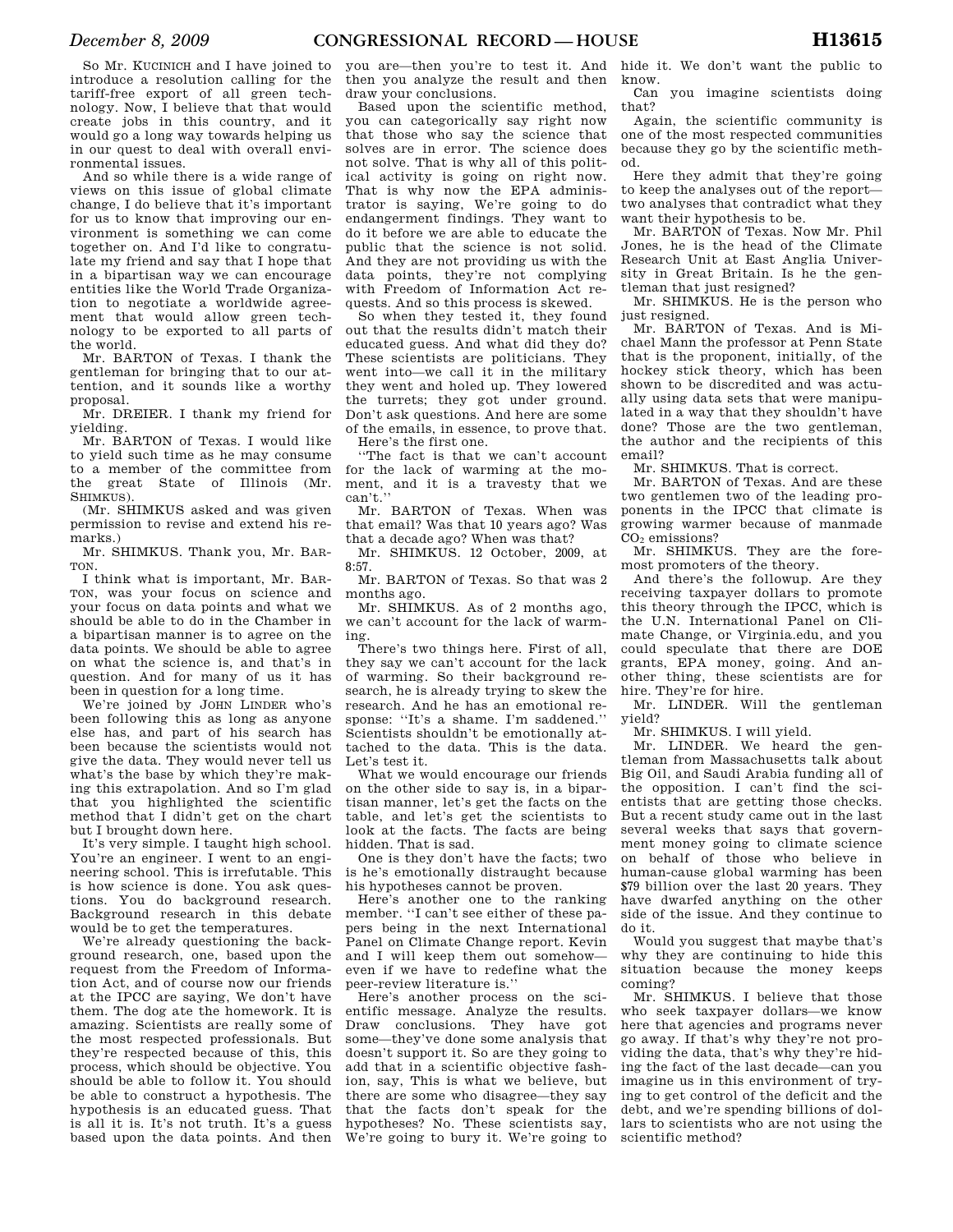So Mr. KUCINICH and I have joined to introduce a resolution calling for the tariff-free export of all green technology. Now, I believe that that would create jobs in this country, and it would go a long way towards helping us in our quest to deal with overall environmental issues.

And so while there is a wide range of views on this issue of global climate change, I do believe that it's important for us to know that improving our environment is something we can come together on. And I'd like to congratulate my friend and say that I hope that in a bipartisan way we can encourage entities like the World Trade Organization to negotiate a worldwide agreement that would allow green technology to be exported to all parts of the world.

Mr. BARTON of Texas. I thank the gentleman for bringing that to our attention, and it sounds like a worthy proposal.

Mr. DREIER. I thank my friend for yielding.

Mr. BARTON of Texas. I would like to yield such time as he may consume to a member of the committee from the great State of Illinois (Mr. SHIMKUS).

(Mr. SHIMKUS asked and was given permission to revise and extend his remarks.)

Mr. SHIMKUS. Thank you, Mr. BARTON.

I think what is important, Mr. BARTON, was your focus on science and your focus on data points and what we should be able to do in the Chamber in a bipartisan manner is to agree on the data points. We should be able to agree on what the science is, and that's in question. And for many of us it has been in question for a long time.

We're joined by JOHN LINDER who's been following this as long as anyone else has, and part of his search has been because the scientists would not give the data. They would never tell us what's the base by which they're making this extrapolation. And so I'm glad that you highlighted the scientific method that I didn't get on the chart but I brought down here.

It's very simple. I taught high school. You're an engineer. I went to an engineering school. This is irrefutable. This is how science is done. You ask questions. You do background research. Background research in this debate would be to get the temperatures.

We're already questioning the background research, one, based upon the request from the Freedom of Information Act, and of course now our friends at the IPCC are saying, We don't have them. The dog ate the homework. It is amazing. Scientists are really some of the most respected professionals. But they're respected because of this, this process, which should be objective. You should be able to follow it. You should be able to construct a hypothesis. The hypothesis is an educated guess. That is all it is. It's not truth. It's a guess based upon the data points. And then you are—then you're to test it. And then you analyze the result and then draw your conclusions.

Based upon the scientific method, you can categorically say right now that those who say the science that solves are in error. The science does not solve. That is why all of this political activity is going on right now. That is why now the EPA administrator is saying, We're going to do endangerment findings. They want to do it before we are able to educate the public that the science is not solid. And they are not providing us with the data points, they're not complying with Freedom of Information Act requests. And so this process is skewed.

So when they tested it, they found out that the results didn't match their educated guess. And what did they do? These scientists are politicians. They went into—we call it in the military they went and holed up. They lowered the turrets; they got under ground. Don't ask questions. And here are some of the emails, in essence, to prove that.

Here's the first one.

''The fact is that we can't account for the lack of warming at the moment, and it is a travesty that we can't.''

Mr. BARTON of Texas. When was that email? Was that 10 years ago? Was that a decade ago? When was that?

Mr. SHIMKUS. 12 October, 2009, at 8:57.

Mr. BARTON of Texas. So that was 2 months ago.

Mr. SHIMKUS. As of 2 months ago, we can't account for the lack of warming.

There's two things here. First of all, they say we can't account for the lack of warming. So their background research, he is already trying to skew the research. And he has an emotional response: ''It's a shame. I'm saddened.'' Scientists shouldn't be emotionally attached to the data. This is the data. Let's test it.

What we would encourage our friends on the other side to say is, in a bipartisan manner, let's get the facts on the table, and let's get the scientists to look at the facts. The facts are being hidden. That is sad.

One is they don't have the facts; two is he's emotionally distraught because his hypotheses cannot be proven.

Here's another one to the ranking member. ''I can't see either of these papers being in the next International Panel on Climate Change report. Kevin and I will keep them out somehow—even if we have to redefine what the peer-review literature is.''

Here's another process on the scientific message. Analyze the results. Draw conclusions. They have got some—they've done some analysis that doesn't support it. So are they going to add that in a scientific objective fashion, say, This is what we believe, but there are some who disagree—they say that the facts don't speak for the hypotheses? No. These scientists say, We're going to bury it. We're going to hide it. We don't want the public to know.

Can you imagine scientists doing that?

Again, the scientific community is one of the most respected communities because they go by the scientific method.

Here they admit that they're going to keep the analyses out of the report—two analyses that contradict what they want their hypothesis to be.

Mr. BARTON of Texas. Now Mr. Phil Jones, he is the head of the Climate Research Unit at East Anglia University in Great Britain. Is he the gentleman that just resigned?

Mr. SHIMKUS. He is the person who just resigned.

Mr. BARTON of Texas. And is Michael Mann the professor at Penn State that is the proponent, initially, of the hockey stick theory, which has been shown to be discredited and was actually using data sets that were manipulated in a way that they shouldn't have done? Those are the two gentleman, the author and the recipients of this email?

Mr. SHIMKUS. That is correct.

Mr. BARTON of Texas. And are these two gentlemen two of the leading proponents in the IPCC that climate is growing warmer because of manmade $CO_2$ emissions?

Mr. SHIMKUS. They are the foremost promoters of the theory.

And there's the followup. Are they receiving taxpayer dollars to promote this theory through the IPCC, which is the U.N. International Panel on Climate Change, or Virginia.edu, and you could speculate that there are DOE grants, EPA money, going. And another thing, these scientists are for hire. They're for hire.

Mr. LINDER. Will the gentleman yield?

Mr. SHIMKUS. I will yield.

Mr. LINDER. We heard the gentleman from Massachusetts talk about Big Oil, and Saudi Arabia funding all of the opposition. I can't find the scientists that are getting those checks. But a recent study came out in the last several weeks that says that government money going to climate science on behalf of those who believe in human-cause global warming has been $79 billion over the last 20 years. They have dwarfed anything on the other side of the issue. And they continue to do it.

Would you suggest that maybe that's why they are continuing to hide this situation because the money keeps coming?

Mr. SHIMKUS. I believe that those who seek taxpayer dollars—we know here that agencies and programs never go away. If that's why they're not providing the data, that's why they're hiding the fact of the last decade—can you imagine us in this environment of trying to get control of the deficit and the debt, and we're spending billions of dollars to scientists who are not using the scientific method?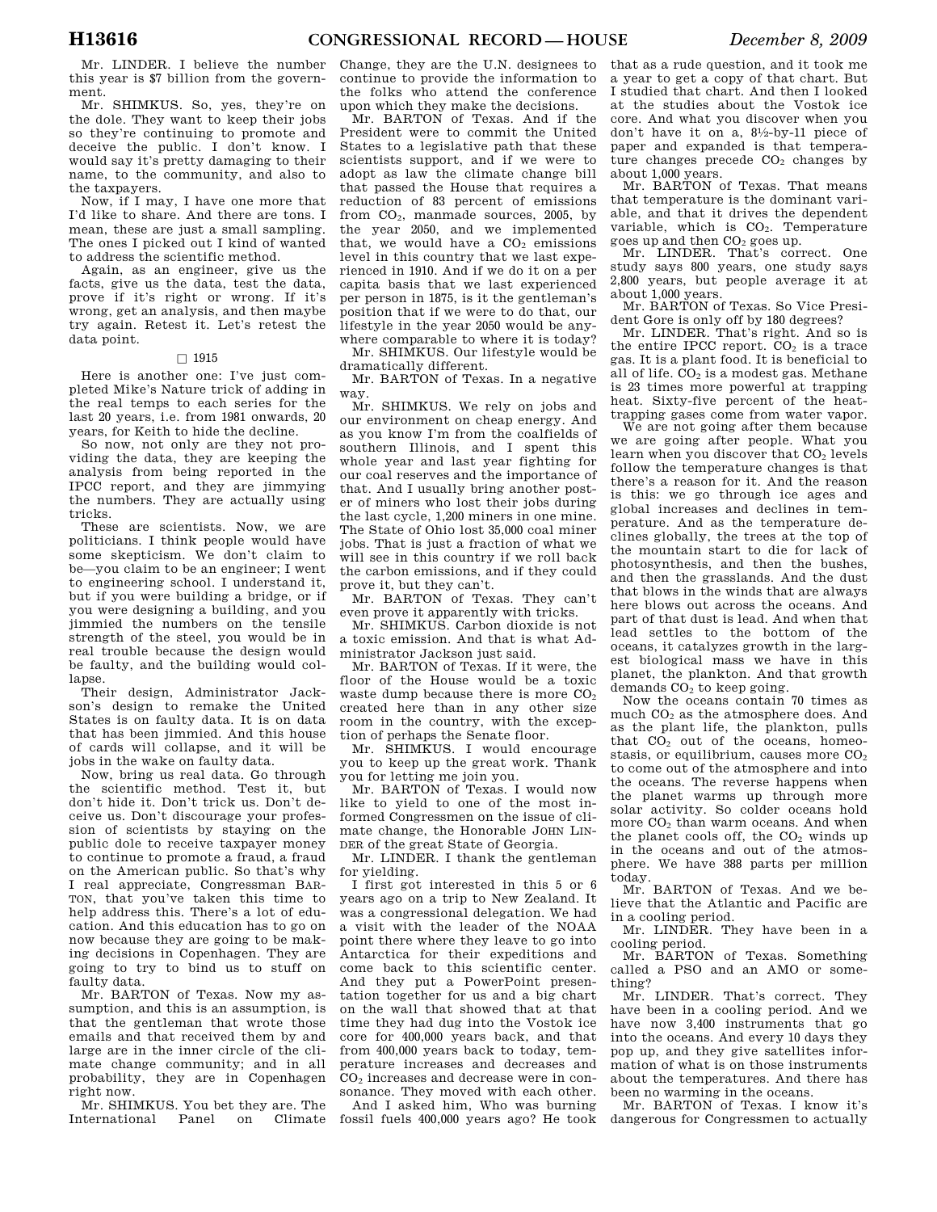Mr. LINDER. I believe the number this year is $7 billion from the government.

Mr. SHIMKUS. So, yes, they're on the dole. They want to keep their jobs so they're continuing to promote and deceive the public. I don't know. I would say it's pretty damaging to their name, to the community, and also to the taxpayers.

Now, if I may, I have one more that I'd like to share. And there are tons. I mean, these are just a small sampling. The ones I picked out I kind of wanted to address the scientific method.

Again, as an engineer, give us the facts, give us the data, test the data, prove if it's right or wrong. If it's wrong, get an analysis, and then maybe try again. Retest it. Let's retest the data point.

□ 1915

Here is another one: I've just completed Mike's Nature trick of adding in the real temps to each series for the last 20 years, i.e. from 1981 onwards, 20 years, for Keith to hide the decline.

So now, not only are they not providing the data, they are keeping the analysis from being reported in the IPCC report, and they are jimmying the numbers. They are actually using tricks.

These are scientists. Now, we are politicians. I think people would have some skepticism. We don't claim to be—you claim to be an engineer; I went to engineering school. I understand it, but if you were building a bridge, or if you were designing a building, and you jimmied the numbers on the tensile strength of the steel, you would be in real trouble because the design would be faulty, and the building would collapse.

Their design, Administrator Jackson's design to remake the United States is on faulty data. It is on data that has been jimmied. And this house of cards will collapse, and it will be jobs in the wake on faulty data.

Now, bring us real data. Go through the scientific method. Test it, but don't hide it. Don't trick us. Don't deceive us. Don't discourage your profession of scientists by staying on the public dole to receive taxpayer money to continue to promote a fraud, a fraud on the American public. So that's why I real appreciate, Congressman BARTON, that you've taken this time to help address this. There's a lot of education. And this education has to go on now because they are going to be making decisions in Copenhagen. They are going to try to bind us to stuff on faulty data.

Mr. BARTON of Texas. Now my assumption, and this is an assumption, is that the gentleman that wrote those emails and that received them by and large are in the inner circle of the climate change community; and in all probability, they are in Copenhagen right now.

Mr. SHIMKUS. You bet they are. The International Panel on Climate Change, they are the U.N. designees to continue to provide the information to the folks who attend the conference upon which they make the decisions.

Mr. BARTON of Texas. And if the President were to commit the United States to a legislative path that these scientists support, and if we were to adopt as law the climate change bill that passed the House that requires a reduction of 83 percent of emissions from $CO_2$, manmade sources, 2005, by the year 2050, and we implemented that, we would have a $CO_2$ emissions level in this country that we last experienced in 1910. And if we do it on a per capita basis that we last experienced per person in 1875, is it the gentleman's position that if we were to do that, our lifestyle in the year 2050 would be anywhere comparable to where it is today?

Mr. SHIMKUS. Our lifestyle would be dramatically different.

Mr. BARTON of Texas. In a negative way.

Mr. SHIMKUS. We rely on jobs and our environment on cheap energy. And as you know I'm from the coalfields of southern Illinois, and I spent this whole year and last year fighting for our coal reserves and the importance of that. And I usually bring another poster of miners who lost their jobs during the last cycle, 1,200 miners in one mine. The State of Ohio lost 35,000 coal miner jobs. That is just a fraction of what we will see in this country if we roll back the carbon emissions, and if they could prove it, but they can't.

Mr. BARTON of Texas. They can't even prove it apparently with tricks.

Mr. SHIMKUS. Carbon dioxide is not a toxic emission. And that is what Administrator Jackson just said.

Mr. BARTON of Texas. If it were, the floor of the House would be a toxic waste dump because there is more $CO_2$ created here than in any other size room in the country, with the exception of perhaps the Senate floor.

Mr. SHIMKUS. I would encourage you to keep up the great work. Thank you for letting me join you.

Mr. BARTON of Texas. I would now like to yield to one of the most informed Congressmen on the issue of climate change, the Honorable JOHN LINDER of the great State of Georgia.

Mr. LINDER. I thank the gentleman for yielding.

I first got interested in this 5 or 6 years ago on a trip to New Zealand. It was a congressional delegation. We had a visit with the leader of the NOAA point there where they leave to go into Antarctica for their expeditions and come back to this scientific center. And they put a PowerPoint presentation together for us and a big chart on the wall that showed that at that time they had dug into the Vostok ice core for 400,000 years back, and that from 400,000 years back to today, temperature increases and decreases and $CO_2$ increases and decrease were in consonance. They moved with each other.

And I asked him, Who was burning fossil fuels 400,000 years ago? He took that as a rude question, and it took me a year to get a copy of that chart. But I studied that chart. And then I looked at the studies about the Vostok ice core. And what you discover when you don't have it on a, 8½-by-11 piece of paper and expanded is that temperature changes precede $CO_2$ changes by about 1,000 years.

Mr. BARTON of Texas. That means that temperature is the dominant variable, and that it drives the dependent variable, which is $CO_2$. Temperature goes up and then $CO_2$ goes up.

Mr. LINDER. That's correct. One study says 800 years, one study says 2,800 years, but people average it at about 1,000 years.

Mr. BARTON of Texas. So Vice President Gore is only off by 180 degrees?

Mr. LINDER. That's right. And so is the entire IPCC report. $CO_2$ is a trace gas. It is a plant food. It is beneficial to all of life. $CO_2$ is a modest gas. Methane is 23 times more powerful at trapping heat. Sixty-five percent of the heat-trapping gases come from water vapor.

We are not going after them because we are going after people. What you learn when you discover that $CO_2$ levels follow the temperature changes is that there's a reason for it. And the reason is this: we go through ice ages and global increases and declines in temperature. And as the temperature declines globally, the trees at the top of the mountain start to die for lack of photosynthesis, and then the bushes, and then the grasslands. And the dust that blows in the winds that are always here blows out across the oceans. And part of that dust is lead. And when that lead settles to the bottom of the oceans, it catalyzes growth in the largest biological mass we have in this planet, the plankton. And that growth demands $CO_2$ to keep going.

Now the oceans contain 70 times as much $CO_2$ as the atmosphere does. And as the plant life, the plankton, pulls that $CO_2$ out of the oceans, homeostasis, or equilibrium, causes more $CO_2$ to come out of the atmosphere and into the oceans. The reverse happens when the planet warms up through more solar activity. So colder oceans hold more $CO_2$ than warm oceans. And when the planet cools off, the $CO_2$ winds up in the oceans and out of the atmosphere. We have 388 parts per million today.

Mr. BARTON of Texas. And we believe that the Atlantic and Pacific are in a cooling period.

Mr. LINDER. They have been in a cooling period.

Mr. BARTON of Texas. Something called a PSO and an AMO or something?

Mr. LINDER. That's correct. They have been in a cooling period. And we have now 3,400 instruments that go into the oceans. And every 10 days they pop up, and they give satellites information of what is on those instruments about the temperatures. And there has been no warming in the oceans.

Mr. BARTON of Texas. I know it's dangerous for Congressmen to actually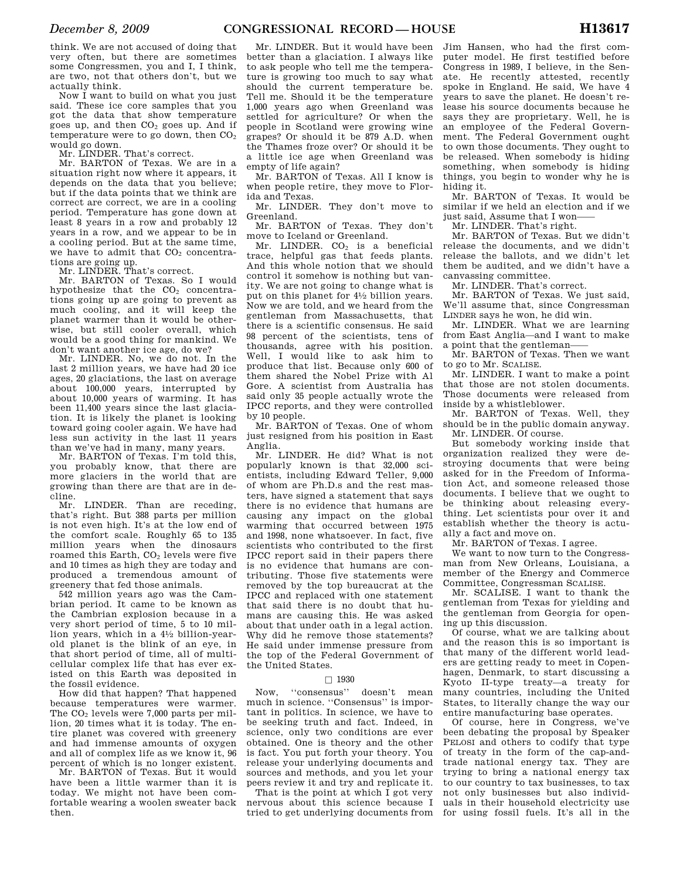think. We are not accused of doing that very often, but there are sometimes some Congressmen, you and I, I think, are two, not that others don't, but we actually think.

Now I want to build on what you just said. These ice core samples that you got the data that show temperature goes up, and then $CO_2$ goes up. And if temperature were to go down, then $CO_2$ would go down.

Mr. LINDER. That's correct.

Mr. BARTON of Texas. We are in a situation right now where it appears, it depends on the data that you believe; but if the data points that we think are correct are correct, we are in a cooling period. Temperature has gone down at least 8 years in a row and probably 12 years in a row, and we appear to be in a cooling period. But at the same time, we have to admit that $CO_2$ concentrations are going up.

Mr. LINDER. That's correct.

Mr. BARTON of Texas. So I would hypothesize that the $CO_2$ concentrations going up are going to prevent as much cooling, and it will keep the planet warmer than it would be otherwise, but still cooler overall, which would be a good thing for mankind. We don't want another ice age, do we?

Mr. LINDER. No, we do not. In the last 2 million years, we have had 20 ice ages, 20 glaciations, the last on average about 100,000 years, interrupted by about 10,000 years of warming. It has been 11,400 years since the last glaciation. It is likely the planet is looking toward going cooler again. We have had less sun activity in the last 11 years than we've had in many, many years.

Mr. BARTON of Texas. I'm told this, you probably know, that there are more glaciers in the world that are growing than there are that are in decline.

Mr. LINDER. Than are receding, that's right. But 388 parts per million is not even high. It's at the low end of the comfort scale. Roughly 65 to 135 million years when the dinosaurs roamed this Earth, $CO_2$ levels were five and 10 times as high they are today and produced a tremendous amount of greenery that fed those animals.

542 million years ago was the Cambrian period. It came to be known as the Cambrian explosion because in a very short period of time, 5 to 10 million years, which in a 4½ billion-year-old planet is the blink of an eye, in that short period of time, all of multicellular complex life that has ever existed on this Earth was deposited in the fossil evidence.

How did that happen? That happened because temperatures were warmer. The $CO_2$ levels were 7,000 parts per million, 20 times what it is today. The entire planet was covered with greenery and had immense amounts of oxygen and all of complex life as we know it, 96 percent of which is no longer existent.

Mr. BARTON of Texas. But it would have been a little warmer than it is today. We might not have been comfortable wearing a woolen sweater back then.

Mr. LINDER. But it would have been better than a glaciation. I always like to ask people who tell me the temperature is growing too much to say what should the current temperature be. Tell me. Should it be the temperature 1,000 years ago when Greenland was settled for agriculture? Or when the people in Scotland were growing wine grapes? Or should it be 879 A.D. when the Thames froze over? Or should it be a little ice age when Greenland was empty of life again?

Mr. BARTON of Texas. All I know is when people retire, they move to Florida and Texas.

Mr. LINDER. They don't move to Greenland.

Mr. BARTON of Texas. They don't move to Iceland or Greenland.

Mr. LINDER. $CO_2$ is a beneficial trace, helpful gas that feeds plants. And this whole notion that we should control it somehow is nothing but vanity. We are not going to change what is put on this planet for 4½ billion years. Now we are told, and we heard from the gentleman from Massachusetts, that there is a scientific consensus. He said 98 percent of the scientists, tens of thousands, agree with his position. Well, I would like to ask him to produce that list. Because only 600 of them shared the Nobel Prize with Al Gore. A scientist from Australia has said only 35 people actually wrote the IPCC reports, and they were controlled by 10 people.

Mr. BARTON of Texas. One of whom just resigned from his position in East Anglia.

Mr. LINDER. He did? What is not popularly known is that 32,000 scientists, including Edward Teller, 9,000 of whom are Ph.D.s and the rest masters, have signed a statement that says there is no evidence that humans are causing any impact on the global warming that occurred between 1975 and 1998, none whatsoever. In fact, five scientists who contributed to the first IPCC report said in their papers there is no evidence that humans are contributing. Those five statements were removed by the top bureaucrat at the IPCC and replaced with one statement that said there is no doubt that humans are causing this. He was asked about that under oath in a legal action. Why did he remove those statements? He said under immense pressure from the top of the Federal Government of the United States.

□ 1930

Now, "consensus" doesn't mean much in science. "Consensus" is important in politics. In science, we have to be seeking truth and fact. Indeed, in science, only two conditions are ever obtained. One is theory and the other is fact. You put forth your theory. You release your underlying documents and sources and methods, and you let your peers review it and try and replicate it.

That is the point at which I got very nervous about this science because I tried to get underlying documents from Jim Hansen, who had the first computer model. He first testified before Congress in 1989, I believe, in the Senate. He recently attested, recently spoke in England. He said, We have 4 years to save the planet. He doesn't release his source documents because he says they are proprietary. Well, he is an employee of the Federal Government. The Federal Government ought to own those documents. They ought to be released. When somebody is hiding something, when somebody is hiding things, you begin to wonder why he is hiding it.

Mr. BARTON of Texas. It would be similar if we held an election and if we just said, Assume that I won——

Mr. LINDER. That's right.

Mr. BARTON of Texas. But we didn't release the documents, and we didn't release the ballots, and we didn't let them be audited, and we didn't have a canvassing committee.

Mr. LINDER. That's correct.

Mr. BARTON of Texas. We just said, We'll assume that, since Congressman LINDER says he won, he did win.

Mr. LINDER. What we are learning from East Anglia—and I want to make a point that the gentleman——

Mr. BARTON of Texas. Then we want to go to Mr. SCALISE.

Mr. LINDER. I want to make a point that those are not stolen documents. Those documents were released from inside by a whistleblower.

Mr. BARTON of Texas. Well, they should be in the public domain anyway.

Mr. LINDER. Of course.

But somebody working inside that organization realized they were destroying documents that were being asked for in the Freedom of Information Act, and someone released those documents. I believe that we ought to be thinking about releasing everything. Let scientists pour over it and establish whether the theory is actually a fact and move on.

Mr. BARTON of Texas. I agree.

We want to now turn to the Congressman from New Orleans, Louisiana, a member of the Energy and Commerce Committee, Congressman SCALISE.

Mr. SCALISE. I want to thank the gentleman from Texas for yielding and the gentleman from Georgia for opening up this discussion.

Of course, what we are talking about and the reason this is so important is that many of the different world leaders are getting ready to meet in Copenhagen, Denmark, to start discussing a Kyoto II-type treaty—a treaty for many countries, including the United States, to literally change the way our entire manufacturing base operates.

Of course, here in Congress, we've been debating the proposal by Speaker PELOSI and others to codify that type of treaty in the form of the cap-and-trade national energy tax. They are trying to bring a national energy tax to our country to tax businesses, to tax not only businesses but also individuals in their household electricity use for using fossil fuels. It's all in the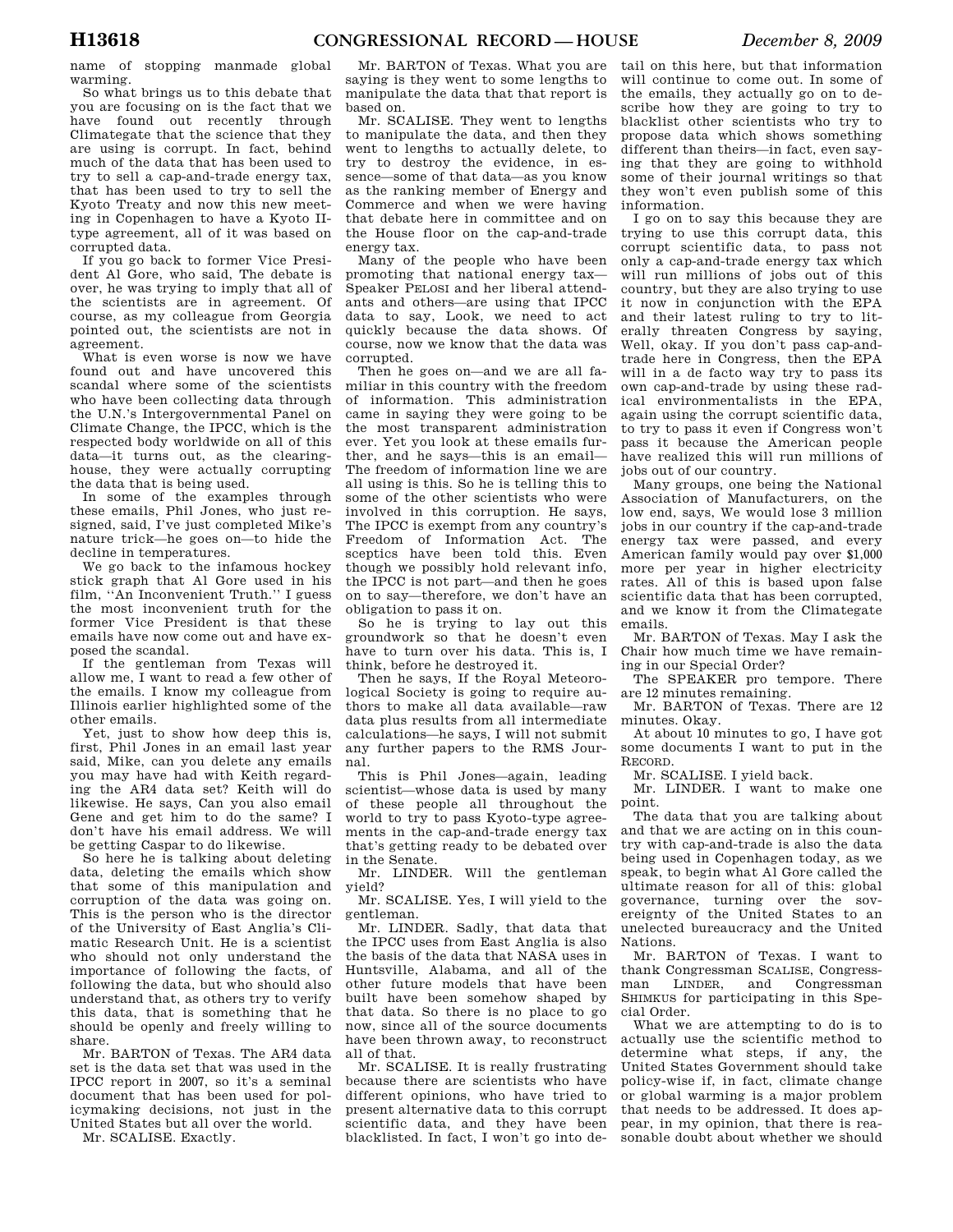name of stopping manmade global warming.

So what brings us to this debate that you are focusing on is the fact that we have found out recently through Climategate that the science that they are using is corrupt. In fact, behind much of the data that has been used to try to sell a cap-and-trade energy tax, that has been used to try to sell the Kyoto Treaty and now this new meeting in Copenhagen to have a Kyoto II-type agreement, all of it was based on corrupted data.

If you go back to former Vice President Al Gore, who said, The debate is over, he was trying to imply that all of the scientists are in agreement. Of course, as my colleague from Georgia pointed out, the scientists are not in agreement.

What is even worse is now we have found out and have uncovered this scandal where some of the scientists who have been collecting data through the U.N.'s Intergovernmental Panel on Climate Change, the IPCC, which is the respected body worldwide on all of this data—it turns out, as the clearinghouse, they were actually corrupting the data that is being used.

In some of the examples through these emails, Phil Jones, who just resigned, said, I've just completed Mike's nature trick—he goes on—to hide the decline in temperatures.

We go back to the infamous hockey stick graph that Al Gore used in his film, ''An Inconvenient Truth.'' I guess the most inconvenient truth for the former Vice President is that these emails have now come out and have exposed the scandal.

If the gentleman from Texas will allow me, I want to read a few other of the emails. I know my colleague from Illinois earlier highlighted some of the other emails.

Yet, just to show how deep this is, first, Phil Jones in an email last year said, Mike, can you delete any emails you may have had with Keith regarding the AR4 data set? Keith will do likewise. He says, Can you also email Gene and get him to do the same? I don't have his email address. We will be getting Caspar to do likewise.

So here he is talking about deleting data, deleting the emails which show that some of this manipulation and corruption of the data was going on. This is the person who is the director of the University of East Anglia's Climatic Research Unit. He is a scientist who should not only understand the importance of following the facts, of following the data, but who should also understand that, as others try to verify this data, that is something that he should be openly and freely willing to share.

Mr. BARTON of Texas. The AR4 data set is the data set that was used in the IPCC report in 2007, so it's a seminal document that has been used for policymaking decisions, not just in the United States but all over the world.

Mr. SCALISE. Exactly.

Mr. BARTON of Texas. What you are saying is they went to some lengths to manipulate the data that that report is based on.

Mr. SCALISE. They went to lengths to manipulate the data, and then they went to lengths to actually delete, to try to destroy the evidence, in essence—some of that data—as you know as the ranking member of Energy and Commerce and when we were having that debate here in committee and on the House floor on the cap-and-trade energy tax.

Many of the people who have been promoting that national energy tax—Speaker PELOSI and her liberal attendants and others—are using that IPCC data to say, Look, we need to act quickly because the data shows. Of course, now we know that the data was corrupted.

Then he goes on—and we are all familiar in this country with the freedom of information. This administration came in saying they were going to be the most transparent administration ever. Yet you look at these emails further, and he says—this is an email—The freedom of information line we are all using is this. So he is telling this to some of the other scientists who were involved in this corruption. He says, The IPCC is exempt from any country's Freedom of Information Act. The sceptics have been told this. Even though we possibly hold relevant info, the IPCC is not part—and then he goes on to say—therefore, we don't have an obligation to pass it on.

So he is trying to lay out this groundwork so that he doesn't even have to turn over his data. This is, I think, before he destroyed it.

Then he says, If the Royal Meteorological Society is going to require authors to make all data available—raw data plus results from all intermediate calculations—he says, I will not submit any further papers to the RMS Journal.

This is Phil Jones—again, leading scientist—whose data is used by many of these people all throughout the world to try to pass Kyoto-type agreements in the cap-and-trade energy tax that's getting ready to be debated over in the Senate.

Mr. LINDER. Will the gentleman yield?

Mr. SCALISE. Yes, I will yield to the gentleman.

Mr. LINDER. Sadly, that data that the IPCC uses from East Anglia is also the basis of the data that NASA uses in Huntsville, Alabama, and all of the other future models that have been built have been somehow shaped by that data. So there is no place to go now, since all of the source documents have been thrown away, to reconstruct all of that.

Mr. SCALISE. It is really frustrating because there are scientists who have different opinions, who have tried to present alternative data to this corrupt scientific data, and they have been blacklisted. In fact, I won't go into detail on this here, but that information will continue to come out. In some of the emails, they actually go on to describe how they are going to try to blacklist other scientists who try to propose data which shows something different than theirs—in fact, even saying that they are going to withhold some of their journal writings so that they won't even publish some of this information.

I go on to say this because they are trying to use this corrupt data, this corrupt scientific data, to pass not only a cap-and-trade energy tax which will run millions of jobs out of this country, but they are also trying to use it now in conjunction with the EPA and their latest ruling to try to literally threaten Congress by saying, Well, okay. If you don't pass cap-and-trade here in Congress, then the EPA will in a de facto way try to pass its own cap-and-trade by using these radical environmentalists in the EPA, again using the corrupt scientific data, to try to pass it even if Congress won't pass it because the American people have realized this will run millions of jobs out of our country.

Many groups, one being the National Association of Manufacturers, on the low end, says, We would lose 3 million jobs in our country if the cap-and-trade energy tax were passed, and every American family would pay over $1,000 more per year in higher electricity rates. All of this is based upon false scientific data that has been corrupted, and we know it from the Climategate emails.

Mr. BARTON of Texas. May I ask the Chair how much time we have remaining in our Special Order?

The SPEAKER pro tempore. There are 12 minutes remaining.

Mr. BARTON of Texas. There are 12 minutes. Okay.

At about 10 minutes to go, I have got some documents I want to put in the RECORD.

Mr. SCALISE. I yield back.

Mr. LINDER. I want to make one point.

The data that you are talking about and that we are acting on in this country with cap-and-trade is also the data being used in Copenhagen today, as we speak, to begin what Al Gore called the ultimate reason for all of this: global governance, turning over the sovereignty of the United States to an unelected bureaucracy and the United Nations.

Mr. BARTON of Texas. I want to thank Congressman SCALISE, Congressman LINDER, and Congressman SHIMKUS for participating in this Special Order.

What we are attempting to do is to actually use the scientific method to determine what steps, if any, the United States Government should take policy-wise if, in fact, climate change or global warming is a major problem that needs to be addressed. It does appear, in my opinion, that there is reasonable doubt about whether we should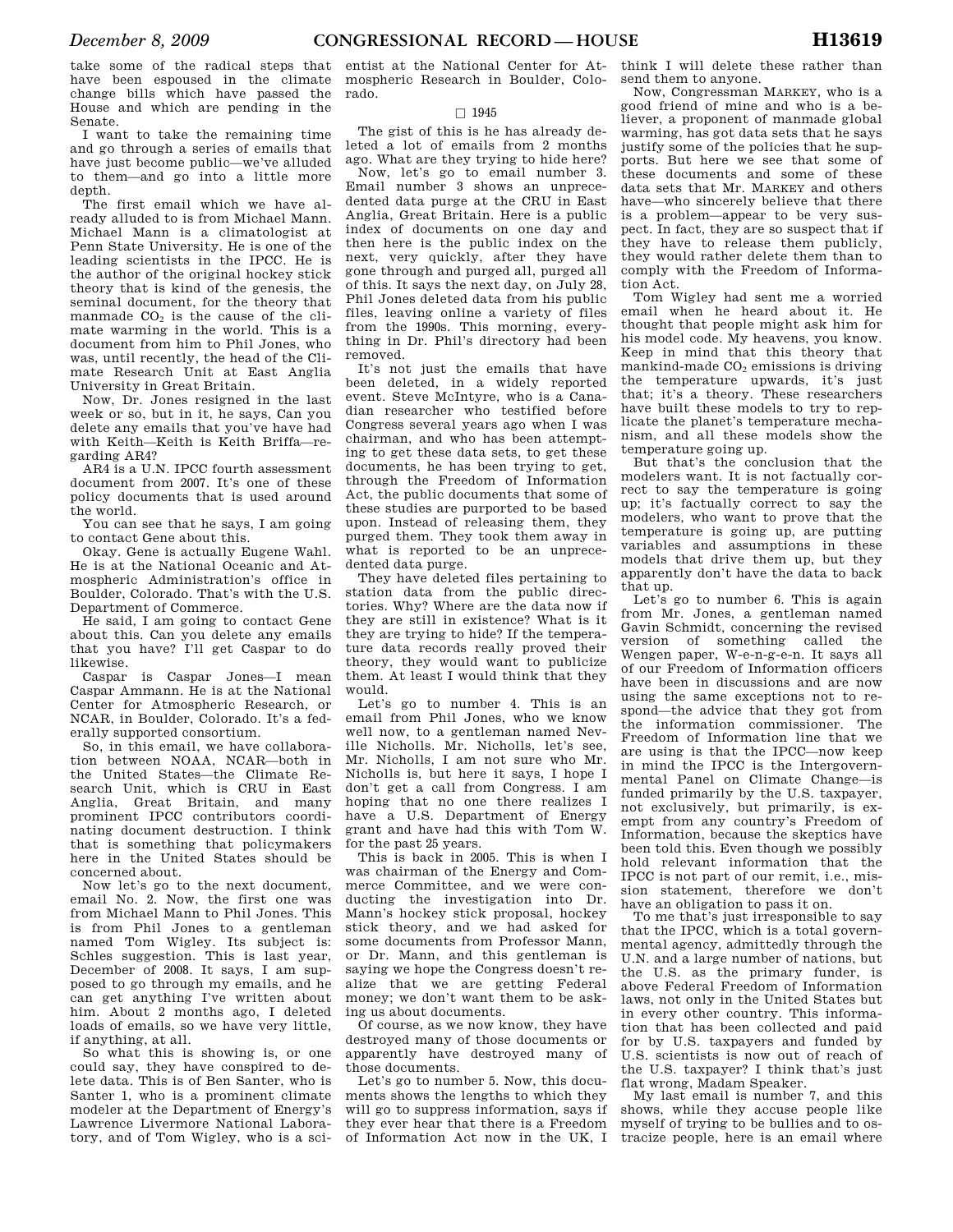take some of the radical steps that have been espoused in the climate change bills which have passed the House and which are pending in the Senate.

I want to take the remaining time and go through a series of emails that have just become public—we've alluded to them—and go into a little more depth.

The first email which we have already alluded to is from Michael Mann. Michael Mann is a climatologist at Penn State University. He is one of the leading scientists in the IPCC. He is the author of the original hockey stick theory that is kind of the genesis, the seminal document, for the theory that manmade $CO_2$ is the cause of the climate warming in the world. This is a document from him to Phil Jones, who was, until recently, the head of the Climate Research Unit at East Anglia University in Great Britain.

Now, Dr. Jones resigned in the last week or so, but in it, he says, Can you delete any emails that you've have had with Keith—Keith is Keith Briffa—regarding AR4?

AR4 is a U.N. IPCC fourth assessment document from 2007. It's one of these policy documents that is used around the world.

You can see that he says, I am going to contact Gene about this.

Okay. Gene is actually Eugene Wahl. He is at the National Oceanic and Atmospheric Administration's office in Boulder, Colorado. That's with the U.S. Department of Commerce.

He said, I am going to contact Gene about this. Can you delete any emails that you have? I'll get Caspar to do likewise.

Caspar is Caspar Jones—I mean Caspar Ammann. He is at the National Center for Atmospheric Research, or NCAR, in Boulder, Colorado. It's a federally supported consortium.

So, in this email, we have collaboration between NOAA, NCAR—both in the United States—the Climate Research Unit, which is CRU in East Anglia, Great Britain, and many prominent IPCC contributors coordinating document destruction. I think that is something that policymakers here in the United States should be concerned about.

Now let's go to the next document, email No. 2. Now, the first one was from Michael Mann to Phil Jones. This is from Phil Jones to a gentleman named Tom Wigley. Its subject is: Schles suggestion. This is last year, December of 2008. It says, I am supposed to go through my emails, and he can get anything I've written about him. About 2 months ago, I deleted loads of emails, so we have very little, if anything, at all.

So what this is showing is, or one could say, they have conspired to delete data. This is of Ben Santer, who is Santer 1, who is a prominent climate modeler at the Department of Energy's Lawrence Livermore National Laboratory, and of Tom Wigley, who is a scientist at the National Center for Atmospheric Research in Boulder, Colorado.

□ 1945

The gist of this is he has already deleted a lot of emails from 2 months ago. What are they trying to hide here?

Now, let's go to email number 3. Email number 3 shows an unprecedented data purge at the CRU in East Anglia, Great Britain. Here is a public index of documents on one day and then here is the public index on the next, very quickly, after they have gone through and purged all, purged all of this. It says the next day, on July 28, Phil Jones deleted data from his public files, leaving online a variety of files from the 1990s. This morning, everything in Dr. Phil's directory had been removed.

It's not just the emails that have been deleted, in a widely reported event. Steve McIntyre, who is a Canadian researcher who testified before Congress several years ago when I was chairman, and who has been attempting to get these data sets, to get these documents, he has been trying to get, through the Freedom of Information Act, the public documents that some of these studies are purported to be based upon. Instead of releasing them, they purged them. They took them away in what is reported to be an unprecedented data purge.

They have deleted files pertaining to station data from the public directories. Why? Where are the data now if they are still in existence? What is it they are trying to hide? If the temperature data records really proved their theory, they would want to publicize them. At least I would think that they would.

Let's go to number 4. This is an email from Phil Jones, who we know well now, to a gentleman named Neville Nicholls. Mr. Nicholls, let's see, Mr. Nicholls, I am not sure who Mr. Nicholls is, but here it says, I hope I don't get a call from Congress. I am hoping that no one there realizes I have a U.S. Department of Energy grant and have had this with Tom W. for the past 25 years.

This is back in 2005. This is when I was chairman of the Energy and Commerce Committee, and we were conducting the investigation into Dr. Mann's hockey stick proposal, hockey stick theory, and we had asked for some documents from Professor Mann, or Dr. Mann, and this gentleman is saying we hope the Congress doesn't realize that we are getting Federal money; we don't want them to be asking us about documents.

Of course, as we now know, they have destroyed many of those documents or apparently have destroyed many of those documents.

Let's go to number 5. Now, this documents shows the lengths to which they will go to suppress information, says if they ever hear that there is a Freedom of Information Act now in the UK, I think I will delete these rather than send them to anyone.

Now, Congressman MARKEY, who is a good friend of mine and who is a believer, a proponent of manmade global warming, has got data sets that he says justify some of the policies that he supports. But here we see that some of these documents and some of these data sets that Mr. MARKEY and others have—who sincerely believe that there is a problem—appear to be very suspect. In fact, they are so suspect that if they have to release them publicly, they would rather delete them than to comply with the Freedom of Information Act.

Tom Wigley had sent me a worried email when he heard about it. He thought that people might ask him for his model code. My heavens, you know. Keep in mind that this theory that mankind-made $CO_2$ emissions is driving the temperature upwards, it's just that; it's a theory. These researchers have built these models to try to replicate the planet's temperature mechanism, and all these models show the temperature going up.

But that's the conclusion that the modelers want. It is not factually correct to say the temperature is going up; it's factually correct to say the modelers, who want to prove that the temperature is going up, are putting variables and assumptions in these models that drive them up, but they apparently don't have the data to back that up.

Let's go to number 6. This is again from Mr. Jones, a gentleman named Gavin Schmidt, concerning the revised version of something called the Wengen paper, W-e-n-g-e-n. It says all of our Freedom of Information officers have been in discussions and are now using the same exceptions not to respond—the advice that they got from the information commissioner. The Freedom of Information line that we are using is that the IPCC—now keep in mind the IPCC is the Intergovernmental Panel on Climate Change—is funded primarily by the U.S. taxpayer, not exclusively, but primarily, is exempt from any country's Freedom of Information, because the skeptics have been told this. Even though we possibly hold relevant information that the IPCC is not part of our remit, i.e., mission statement, therefore we don't have an obligation to pass it on.

To me that's just irresponsible to say that the IPCC, which is a total governmental agency, admittedly through the U.N. and a large number of nations, but the U.S. as the primary funder, is above Federal Freedom of Information laws, not only in the United States but in every other country. This information that has been collected and paid for by U.S. taxpayers and funded by U.S. scientists is now out of reach of the U.S. taxpayer? I think that's just flat wrong, Madam Speaker.

My last email is number 7, and this shows, while they accuse people like myself of trying to be bullies and to ostracize people, here is an email where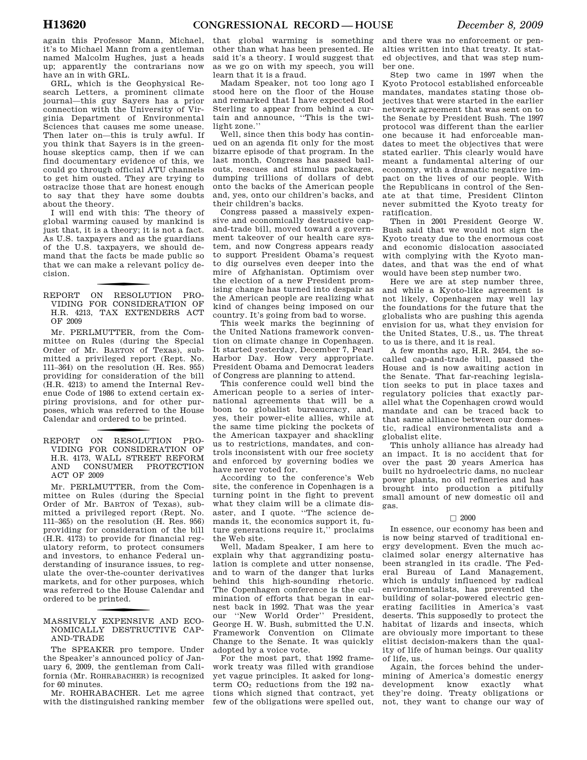again this Professor Mann, Michael, it's to Michael Mann from a gentleman named Malcolm Hughes, just a heads up; apparently the contrarians now have an in with GRL.

GRL, which is the Geophysical Research Letters, a prominent climate journal—this guy Sayers has a prior connection with the University of Virginia Department of Environmental Sciences that causes me some unease. Then later on—this is truly awful. If you think that Sayers is in the greenhouse skeptics camp, then if we can find documentary evidence of this, we could go through official ATU channels to get him ousted. They are trying to ostracize those that are honest enough to say that they have some doubts about the theory.

I will end with this: The theory of global warming caused by mankind is just that, it is a theory; it is not a fact. As U.S. taxpayers and as the guardians of the U.S. taxpayers, we should demand that the facts be made public so that we can make a relevant policy decision.

## REPORT ON RESOLUTION PROVIDING FOR CONSIDERATION OF H.R. 4213, TAX EXTENDERS ACT OF 2009

Mr. PERLMUTTER, from the Committee on Rules (during the Special Order of Mr. BARTON of Texas), submitted a privileged report (Rept. No. 111–364) on the resolution (H. Res. 955) providing for consideration of the bill (H.R. 4213) to amend the Internal Revenue Code of 1986 to extend certain expiring provisions, and for other purposes, which was referred to the House Calendar and ordered to be printed.

## REPORT ON RESOLUTION PROVIDING FOR CONSIDERATION OF H.R. 4173, WALL STREET REFORM AND CONSUMER PROTECTION ACT OF 2009

Mr. PERLMUTTER, from the Committee on Rules (during the Special Order of Mr. BARTON of Texas), submitted a privileged report (Rept. No. 111–365) on the resolution (H. Res. 956) providing for consideration of the bill (H.R. 4173) to provide for financial regulatory reform, to protect consumers and investors, to enhance Federal understanding of insurance issues, to regulate the over-the-counter derivatives markets, and for other purposes, which was referred to the House Calendar and ordered to be printed.

## MASSIVELY EXPENSIVE AND ECONOMICALLY DESTRUCTIVE CAP-AND-TRADE

The SPEAKER pro tempore. Under the Speaker's announced policy of January 6, 2009, the gentleman from California (Mr. ROHRABACHER) is recognized for 60 minutes.

Mr. ROHRABACHER. Let me agree with the distinguished ranking member that global warming is something other than what has been presented. He said it's a theory. I would suggest that as we go on with my speech, you will learn that it is a fraud.

Madam Speaker, not too long ago I stood here on the floor of the House and remarked that I have expected Rod Sterling to appear from behind a curtain and announce, ''This is the twilight zone.''

Well, since then this body has continued on an agenda fit only for the most bizarre episode of that program. In the last month, Congress has passed bailouts, rescues and stimulus packages, dumping trillions of dollars of debt onto the backs of the American people and, yes, onto our children's backs, and their children's backs.

Congress passed a massively expensive and economically destructive cap-and-trade bill, moved toward a government takeover of our health care system, and now Congress appears ready to support President Obama's request to dig ourselves even deeper into the mire of Afghanistan. Optimism over the election of a new President promising change has turned into despair as the American people are realizing what kind of changes being imposed on our country. It's going from bad to worse.

This week marks the beginning of the United Nations framework convention on climate change in Copenhagen. It started yesterday, December 7, Pearl Harbor Day. How very appropriate. President Obama and Democrat leaders of Congress are planning to attend.

This conference could well bind the American people to a series of international agreements that will be a boon to globalist bureaucracy, and, yes, their power-elite allies, while at the same time picking the pockets of the American taxpayer and shackling us to restrictions, mandates, and controls inconsistent with our free society and enforced by governing bodies we have never voted for.

According to the conference's Web site, the conference in Copenhagen is a turning point in the fight to prevent what they claim will be a climate disaster, and I quote. ''The science demands it, the economics support it, future generations require it,'' proclaims the Web site.

Well, Madam Speaker, I am here to explain why that aggrandizing posturation is complete and utter nonsense, and to warn of the danger that lurks behind this high-sounding rhetoric. The Copenhagen conference is the culmination of efforts that began in earnest back in 1992. That was the year our ''New World Order'' President, George H. W. Bush, submitted the U.N. Framework Convention on Climate Change to the Senate. It was quickly adopted by a voice vote.

For the most part, that 1992 framework treaty was filled with grandiose yet vague principles. It asked for long-term $CO_2$ reductions from the 192 nations which signed that contract, yet few of the obligations were spelled out, and there was no enforcement or penalties written into that treaty. It stated objectives, and that was step number one.

Step two came in 1997 when the Kyoto Protocol established enforceable mandates, mandates stating those objectives that were started in the earlier network agreement that was sent on to the Senate by President Bush. The 1997 protocol was different than the earlier one because it had enforceable mandates to meet the objectives that were stated earlier. This clearly would have meant a fundamental altering of our economy, with a dramatic negative impact on the lives of our people. With the Republicans in control of the Senate at that time, President Clinton never submitted the Kyoto treaty for ratification.

Then in 2001 President George W. Bush said that we would not sign the Kyoto treaty due to the enormous cost and economic dislocation associated with complying with the Kyoto mandates, and that was the end of what would have been step number two.

Here we are at step number three, and while a Kyoto-like agreement is not likely, Copenhagen may well lay the foundations for the future that the globalists who are pushing this agenda envision for us, what they envision for the United States, U.S., us. The threat to us is there, and it is real.

A few months ago, H.R. 2454, the so-called cap-and-trade bill, passed the House and is now awaiting action in the Senate. That far-reaching legislation seeks to put in place taxes and regulatory policies that exactly parallel what the Copenhagen crowd would mandate and can be traced back to that same alliance between our domestic, radical environmentalists and a globalist elite.

This unholy alliance has already had an impact. It is no accident that for over the past 20 years America has built no hydroelectric dams, no nuclear power plants, no oil refineries and has brought into production a pitifully small amount of new domestic oil and gas.

□ 2000

In essence, our economy has been and is now being starved of traditional energy development. Even the much acclaimed solar energy alternative has been strangled in its cradle. The Federal Bureau of Land Management, which is unduly influenced by radical environmentalists, has prevented the building of solar-powered electric generating facilities in America's vast deserts. This supposedly to protect the habitat of lizards and insects, which are obviously more important to these elitist decision-makers than the quality of life of human beings. Our quality of life, us.

Again, the forces behind the undermining of America's domestic energy development know exactly what they're doing. Treaty obligations or not, they want to change our way of